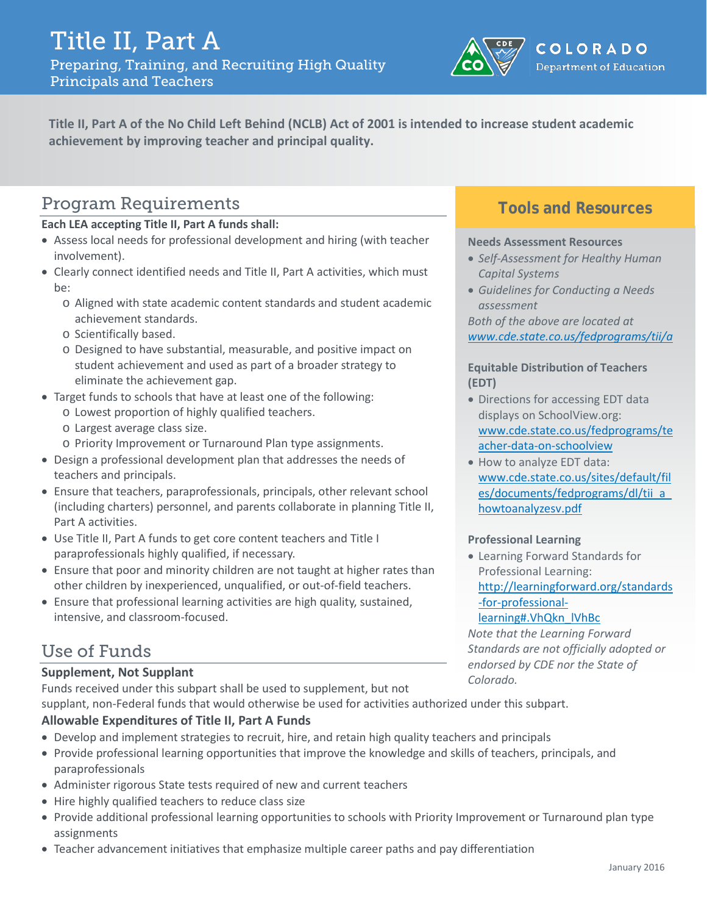# Title II, Part A

Preparing, Training, and Recruiting High Quality Principals and Teachers

COLORADO Department of Education

**Title II, Part A of the No Child Left Behind (NCLB) Act of 2001 is intended to increase student academic achievement by improving teacher and principal quality.**

## Program Requirements

**Each LEA accepting Title II, Part A funds shall:**

- Assess local needs for professional development and hiring (with teacher involvement).
- Clearly connect identified needs and Title II, Part A activities, which must be:
  - Aligned with state academic content standards and student academic achievement standards.
  - Scientifically based.
  - Designed to have substantial, measurable, and positive impact on student achievement and used as part of a broader strategy to eliminate the achievement gap.
- Target funds to schools that have at least one of the following:
  - Lowest proportion of highly qualified teachers.
  - Largest average class size.
  - Priority Improvement or Turnaround Plan type assignments.
- Design a professional development plan that addresses the needs of teachers and principals.
- Ensure that teachers, paraprofessionals, principals, other relevant school (including charters) personnel, and parents collaborate in planning Title II, Part A activities.
- Use Title II, Part A funds to get core content teachers and Title I paraprofessionals highly qualified, if necessary.
- Ensure that poor and minority children are not taught at higher rates than other children by inexperienced, unqualified, or out-of-field teachers.
- Ensure that professional learning activities are high quality, sustained, intensive, and classroom-focused.

## Tools and Resources

**Needs Assessment Resources**

- *Self-Assessment for Healthy Human Capital Systems*
- *Guidelines for Conducting a Needs assessment*

*Both of the above are located at* *www.cde.state.co.us/fedprograms/tii/a*

**Equitable Distribution of Teachers (EDT)**

- Directions for accessing EDT data displays on SchoolView.org: www.cde.state.co.us/fedprograms/teacher-data-on-schoolview
- How to analyze EDT data: www.cde.state.co.us/sites/default/files/documents/fedprograms/dl/tii_a_howtoanalyzesv.pdf

**Professional Learning**

- Learning Forward Standards for Professional Learning: http://learningforward.org/standards-for-professional-learning#.VhQkn_lVhBc

*Note that the Learning Forward Standards are not officially adopted or endorsed by CDE nor the State of Colorado.*

## Use of Funds

### Supplement, Not Supplant

Funds received under this subpart shall be used to supplement, but not supplant, non-Federal funds that would otherwise be used for activities authorized under this subpart.

### Allowable Expenditures of Title II, Part A Funds

- Develop and implement strategies to recruit, hire, and retain high quality teachers and principals
- Provide professional learning opportunities that improve the knowledge and skills of teachers, principals, and paraprofessionals
- Administer rigorous State tests required of new and current teachers
- Hire highly qualified teachers to reduce class size
- Provide additional professional learning opportunities to schools with Priority Improvement or Turnaround plan type assignments
- Teacher advancement initiatives that emphasize multiple career paths and pay differentiation

January 2016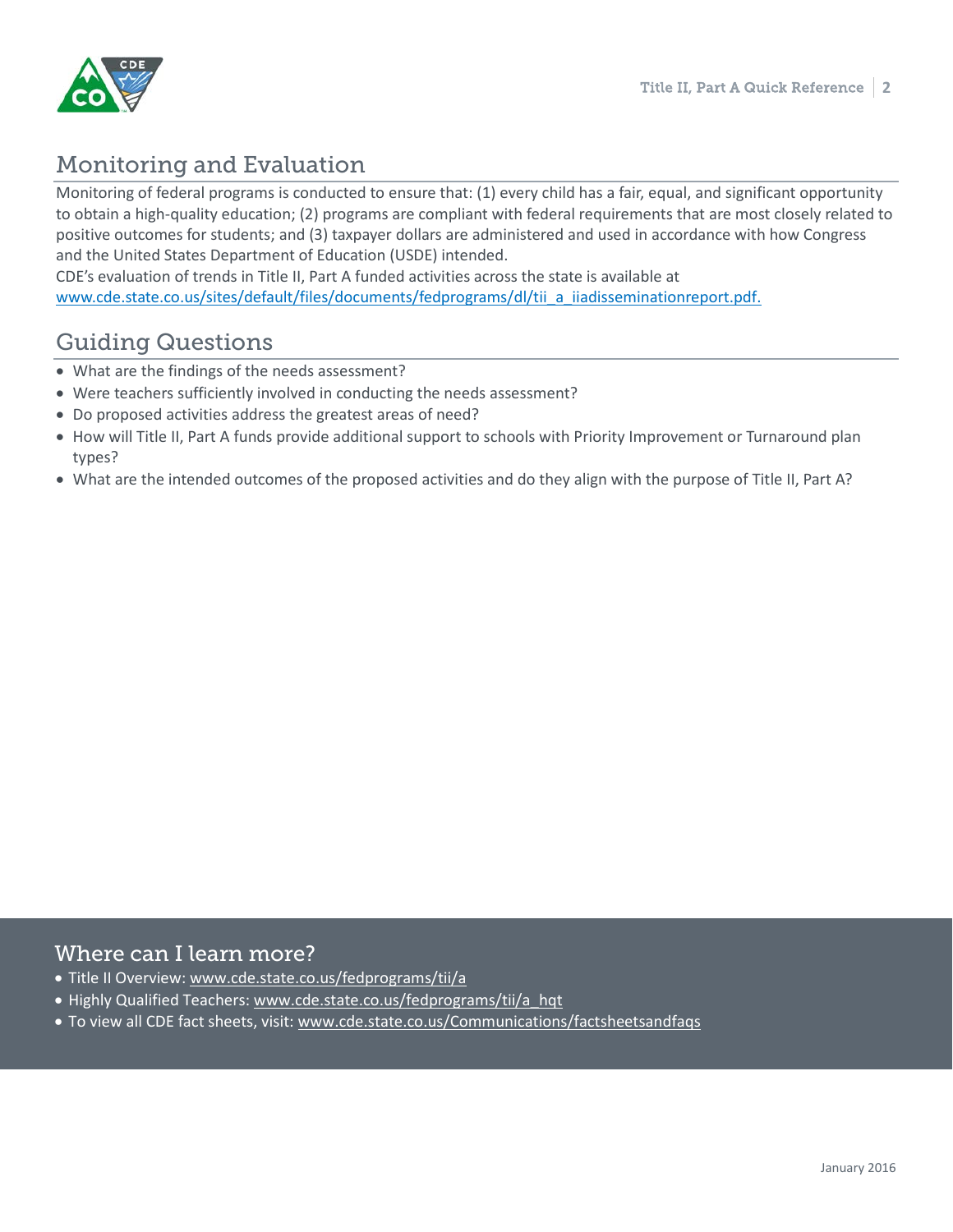## Monitoring and Evaluation

Monitoring of federal programs is conducted to ensure that: (1) every child has a fair, equal, and significant opportunity to obtain a high-quality education; (2) programs are compliant with federal requirements that are most closely related to positive outcomes for students; and (3) taxpayer dollars are administered and used in accordance with how Congress and the United States Department of Education (USDE) intended.

CDE's evaluation of trends in Title II, Part A funded activities across the state is available at www.cde.state.co.us/sites/default/files/documents/fedprograms/dl/tii_a_iiadisseminationreport.pdf.

## Guiding Questions

- What are the findings of the needs assessment?
- Were teachers sufficiently involved in conducting the needs assessment?
- Do proposed activities address the greatest areas of need?
- How will Title II, Part A funds provide additional support to schools with Priority Improvement or Turnaround plan types?
- What are the intended outcomes of the proposed activities and do they align with the purpose of Title II, Part A?

## Where can I learn more?

- Title II Overview: www.cde.state.co.us/fedprograms/tii/a
- Highly Qualified Teachers: www.cde.state.co.us/fedprograms/tii/a_hqt
- To view all CDE fact sheets, visit: www.cde.state.co.us/Communications/factsheetsandfaqs

January 2016